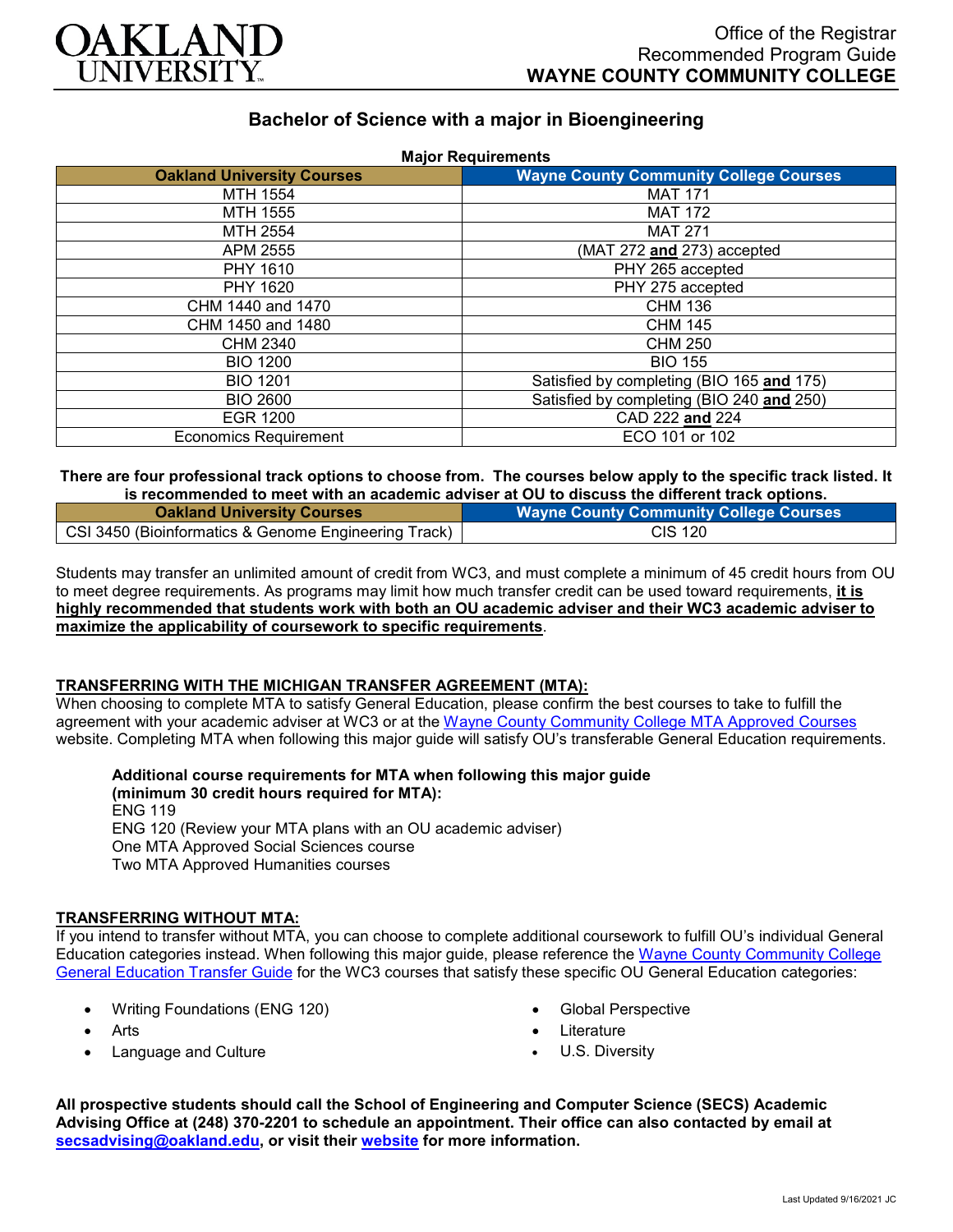OAKLAND UNIVERSITY

Office of the Registrar
Recommended Program Guide
**WAYNE COUNTY COMMUNITY COLLEGE**

# Bachelor of Science with a major in Bioengineering

**Major Requirements**

| Oakland University Courses | Wayne County Community College Courses |
|---|---|
| MTH 1554 | MAT 171 |
| MTH 1555 | MAT 172 |
| MTH 2554 | MAT 271 |
| APM 2555 | (MAT 272 **and** 273) accepted |
| PHY 1610 | PHY 265 accepted |
| PHY 1620 | PHY 275 accepted |
| CHM 1440 and 1470 | CHM 136 |
| CHM 1450 and 1480 | CHM 145 |
| CHM 2340 | CHM 250 |
| BIO 1200 | BIO 155 |
| BIO 1201 | Satisfied by completing (BIO 165 **and** 175) |
| BIO 2600 | Satisfied by completing (BIO 240 **and** 250) |
| EGR 1200 | CAD 222 **and** 224 |
| Economics Requirement | ECO 101 or 102 |

**There are four professional track options to choose from. The courses below apply to the specific track listed. It is recommended to meet with an academic adviser at OU to discuss the different track options.**

| Oakland University Courses | Wayne County Community College Courses |
|---|---|
| CSI 3450 (Bioinformatics & Genome Engineering Track) | CIS 120 |

Students may transfer an unlimited amount of credit from WC3, and must complete a minimum of 45 credit hours from OU to meet degree requirements. As programs may limit how much transfer credit can be used toward requirements, **it is highly recommended that students work with both an OU academic adviser and their WC3 academic adviser to maximize the applicability of coursework to specific requirements**.

## TRANSFERRING WITH THE MICHIGAN TRANSFER AGREEMENT (MTA):

When choosing to complete MTA to satisfy General Education, please confirm the best courses to take to fulfill the agreement with your academic adviser at WC3 or at the Wayne County Community College MTA Approved Courses website. Completing MTA when following this major guide will satisfy OU's transferable General Education requirements.

**Additional course requirements for MTA when following this major guide (minimum 30 credit hours required for MTA):**
ENG 119
ENG 120 (Review your MTA plans with an OU academic adviser)
One MTA Approved Social Sciences course
Two MTA Approved Humanities courses

## TRANSFERRING WITHOUT MTA:

If you intend to transfer without MTA, you can choose to complete additional coursework to fulfill OU's individual General Education categories instead. When following this major guide, please reference the Wayne County Community College General Education Transfer Guide for the WC3 courses that satisfy these specific OU General Education categories:

- Writing Foundations (ENG 120)
- Arts
- Language and Culture
- Global Perspective
- Literature
- U.S. Diversity

**All prospective students should call the School of Engineering and Computer Science (SECS) Academic Advising Office at (248) 370-2201 to schedule an appointment. Their office can also contacted by email at secsadvising@oakland.edu, or visit their website for more information.**

Last Updated 9/16/2021 JC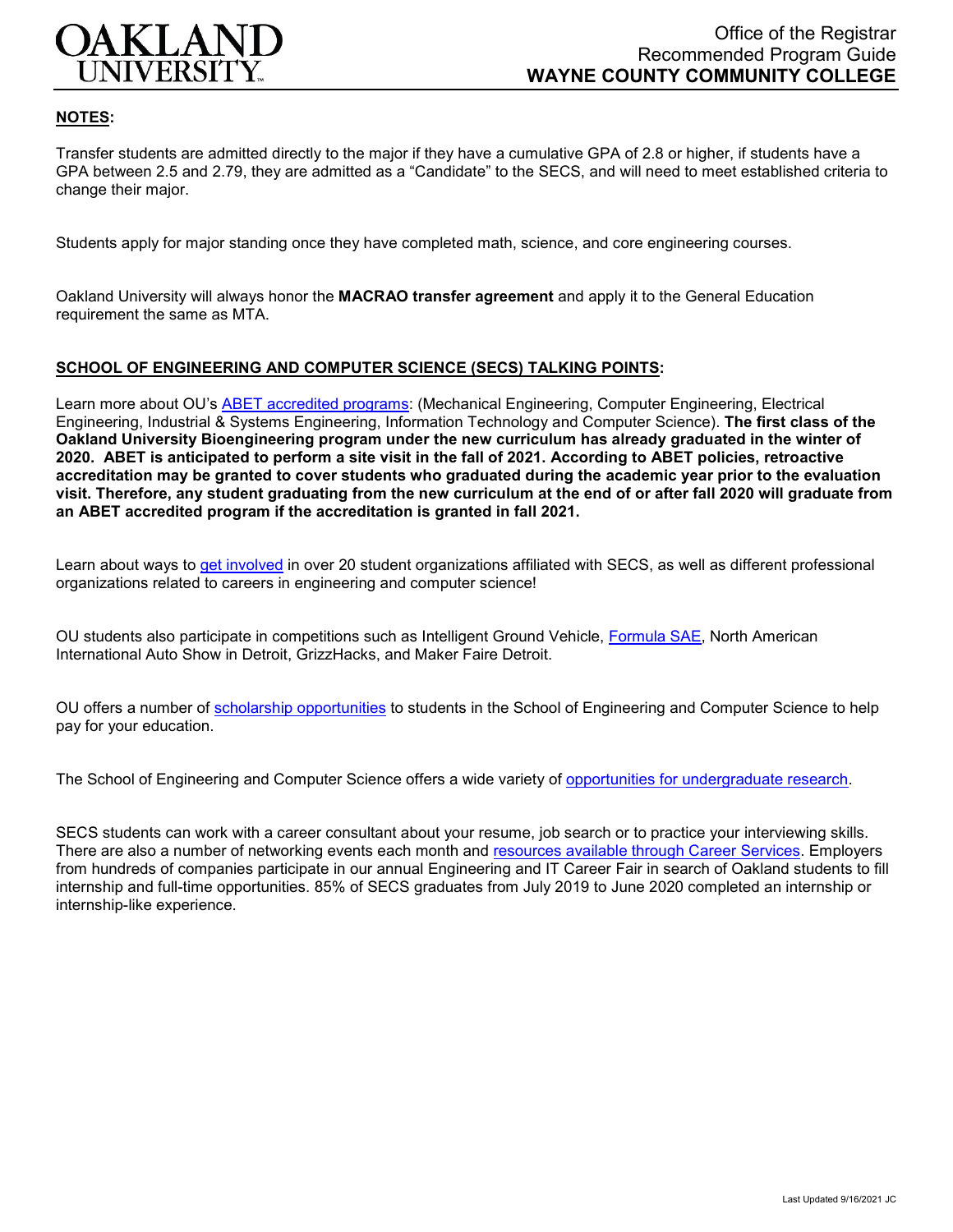**NOTES:**

Transfer students are admitted directly to the major if they have a cumulative GPA of 2.8 or higher, if students have a GPA between 2.5 and 2.79, they are admitted as a "Candidate" to the SECS, and will need to meet established criteria to change their major.

Students apply for major standing once they have completed math, science, and core engineering courses.

Oakland University will always honor the **MACRAO transfer agreement** and apply it to the General Education requirement the same as MTA.

**SCHOOL OF ENGINEERING AND COMPUTER SCIENCE (SECS) TALKING POINTS:**

Learn more about OU's ABET accredited programs: (Mechanical Engineering, Computer Engineering, Electrical Engineering, Industrial & Systems Engineering, Information Technology and Computer Science). **The first class of the Oakland University Bioengineering program under the new curriculum has already graduated in the winter of 2020. ABET is anticipated to perform a site visit in the fall of 2021. According to ABET policies, retroactive accreditation may be granted to cover students who graduated during the academic year prior to the evaluation visit. Therefore, any student graduating from the new curriculum at the end of or after fall 2020 will graduate from an ABET accredited program if the accreditation is granted in fall 2021.**

Learn about ways to get involved in over 20 student organizations affiliated with SECS, as well as different professional organizations related to careers in engineering and computer science!

OU students also participate in competitions such as Intelligent Ground Vehicle, Formula SAE, North American International Auto Show in Detroit, GrizzHacks, and Maker Faire Detroit.

OU offers a number of scholarship opportunities to students in the School of Engineering and Computer Science to help pay for your education.

The School of Engineering and Computer Science offers a wide variety of opportunities for undergraduate research.

SECS students can work with a career consultant about your resume, job search or to practice your interviewing skills. There are also a number of networking events each month and resources available through Career Services. Employers from hundreds of companies participate in our annual Engineering and IT Career Fair in search of Oakland students to fill internship and full-time opportunities. 85% of SECS graduates from July 2019 to June 2020 completed an internship or internship-like experience.